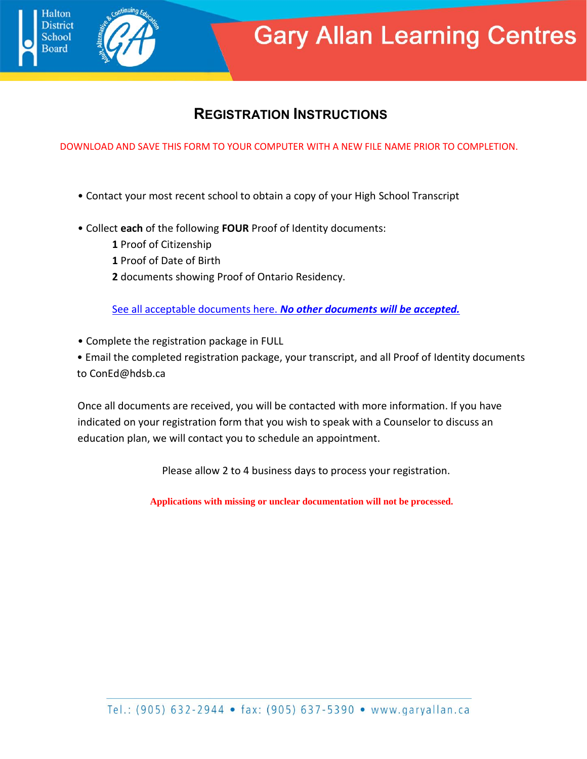# Gary Allan Learning Centres

## Registration Instructions

DOWNLOAD AND SAVE THIS FORM TO YOUR COMPUTER WITH A NEW FILE NAME PRIOR TO COMPLETION.

- Contact your most recent school to obtain a copy of your High School Transcript
- Collect **each** of the following **FOUR** Proof of Identity documents:
  - **1** Proof of Citizenship
  - **1** Proof of Date of Birth
  - **2** documents showing Proof of Ontario Residency.

  See all acceptable documents here. ***No other documents will be accepted.***

- Complete the registration package in FULL
- Email the completed registration package, your transcript, and all Proof of Identity documents to ConEd@hdsb.ca

Once all documents are received, you will be contacted with more information. If you have indicated on your registration form that you wish to speak with a Counselor to discuss an education plan, we will contact you to schedule an appointment.

Please allow 2 to 4 business days to process your registration.

**Applications with missing or unclear documentation will not be processed.**

Tel.: (905) 632-2944 • fax: (905) 637-5390 • www.garyallan.ca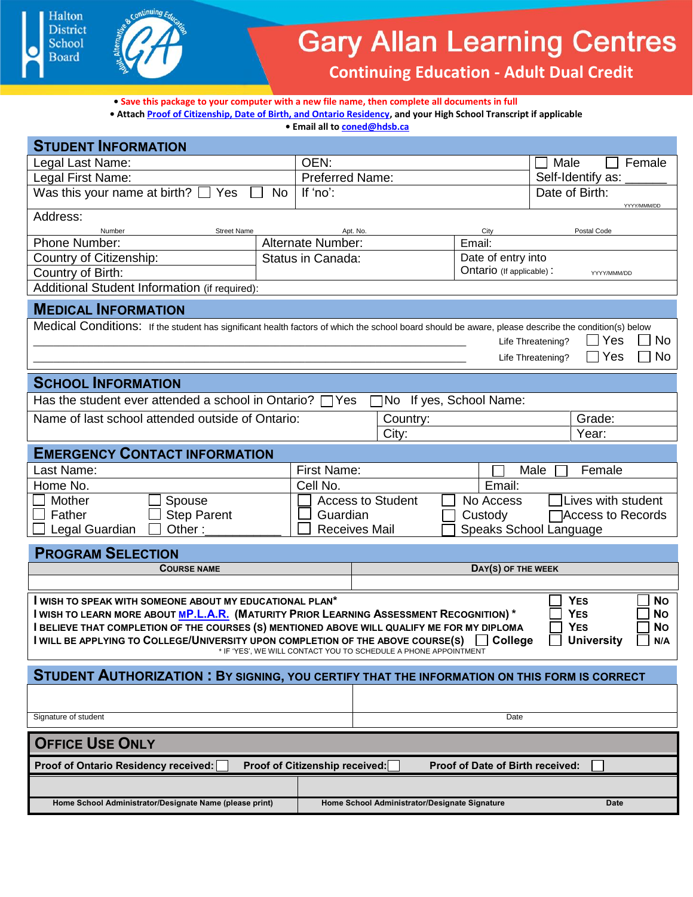Halton District School Board

# Gary Allan Learning Centres

## Continuing Education - Adult Dual Credit

- Save this package to your computer with a new file name, then complete all documents in full
- Attach Proof of Citizenship, Date of Birth, and Ontario Residency, and your High School Transcript if applicable
- Email all to coned@hdsb.ca

## Student Information

| | | |
|---|---|---|
| Legal Last Name: | OEN: | ☐ Male ☐ Female |
| Legal First Name: | Preferred Name: | Self-Identify as: ______ |
| Was this your name at birth? ☐ Yes ☐ No | If 'no': | Date of Birth: YYYY/MMM/DD |

Address:

Number | Street Name | Apt. No. | City | Postal Code

| | | |
|---|---|---|
| Phone Number: | Alternate Number: | Email: |
| Country of Citizenship: | Status in Canada: | Date of entry into Ontario (If applicable) : YYYY/MMM/DD |
| Country of Birth: | | |

Additional Student Information (if required):

## Medical Information

Medical Conditions: If the student has significant health factors of which the school board should be aware, please describe the condition(s) below

______________________________ Life Threatening? ☐ Yes ☐ No

______________________________ Life Threatening? ☐ Yes ☐ No

## School Information

Has the student ever attended a school in Ontario? ☐ Yes ☐ No If yes, School Name:

| | | |
|---|---|---|
| Name of last school attended outside of Ontario: | Country: | Grade: |
| | City: | Year: |

## Emergency Contact Information

| | | |
|---|---|---|
| Last Name: | First Name: | ☐ Male ☐ Female |
| Home No. | Cell No. | Email: |

☐ Mother ☐ Spouse ☐ Access to Student ☐ No Access ☐ Lives with student
☐ Father ☐ Step Parent ☐ Guardian ☐ Custody ☐ Access to Records
☐ Legal Guardian ☐ Other :__________ ☐ Receives Mail ☐ Speaks School Language

## Program Selection

| Course Name | Day(s) of the Week |
|---|---|
| | |

| | | |
|---|---|---|
| I wish to speak with someone about my educational plan* | ☐ Yes | ☐ No |
| I wish to learn more about MP.L.A.R. (Maturity Prior Learning Assessment Recognition) * | ☐ Yes | ☐ No |
| I believe that completion of the courses (s) mentioned above will qualify me for my diploma | ☐ Yes | ☐ No |
| I will be applying to College/University upon completion of the above course(s) ☐ College | ☐ University | ☐ N/A |

* If 'Yes', we will contact you to schedule a phone appointment

## Student Authorization : By signing, you certify that the information on this form is correct

| | |
|---|---|
| Signature of student | Date |

## Office Use Only

Proof of Ontario Residency received: ☐ Proof of Citizenship received: ☐ Proof of Date of Birth received: ☐

| | | |
|---|---|---|
| Home School Administrator/Designate Name (please print) | Home School Administrator/Designate Signature | Date |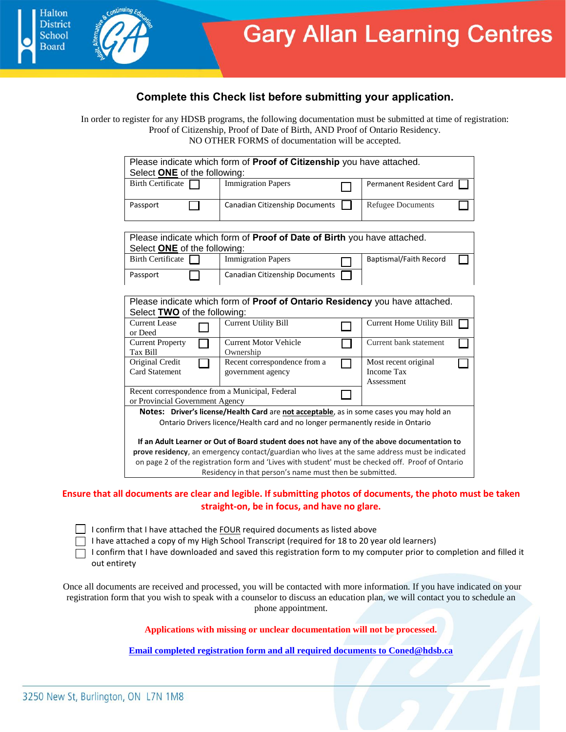## Complete this Check list before submitting your application.

In order to register for any HDSB programs, the following documentation must be submitted at time of registration: Proof of Citizenship, Proof of Date of Birth, AND Proof of Ontario Residency.
NO OTHER FORMS of documentation will be accepted.

| Please indicate which form of **Proof of Citizenship** you have attached. Select **ONE** of the following: | | |
|---|---|---|
| Birth Certificate ☐ | Immigration Papers ☐ | Permanent Resident Card ☐ |
| Passport ☐ | Canadian Citizenship Documents ☐ | Refugee Documents ☐ |

| Please indicate which form of **Proof of Date of Birth** you have attached. Select **ONE** of the following: | | |
|---|---|---|
| Birth Certificate ☐ | Immigration Papers ☐ | Baptismal/Faith Record ☐ |
| Passport ☐ | Canadian Citizenship Documents ☐ | |

| Please indicate which form of **Proof of Ontario Residency** you have attached. Select **TWO** of the following: | | |
|---|---|---|
| Current Lease or Deed ☐ | Current Utility Bill ☐ | Current Home Utility Bill ☐ |
| Current Property Tax Bill ☐ | Current Motor Vehicle Ownership ☐ | Current bank statement ☐ |
| Original Credit Card Statement ☐ | Recent correspondence from a government agency ☐ | Most recent original Income Tax Assessment ☐ |
| Recent correspondence from a Municipal, Federal or Provincial Government Agency ☐ | | |

**Notes: Driver's license/Health Card** are **not acceptable**, as in some cases you may hold an Ontario Drivers licence/Health card and no longer permanently reside in Ontario

**If an Adult Learner or Out of Board student does not** have any of the above documentation to **prove residency**, an emergency contact/guardian who lives at the same address must be indicated on page 2 of the registration form and 'Lives with student' must be checked off. Proof of Ontario Residency in that person's name must then be submitted.

**Ensure that all documents are clear and legible. If submitting photos of documents, the photo must be taken straight-on, be in focus, and have no glare.**

- ☐ I confirm that I have attached the FOUR required documents as listed above
- ☐ I have attached a copy of my High School Transcript (required for 18 to 20 year old learners)
- ☐ I confirm that I have downloaded and saved this registration form to my computer prior to completion and filled it out entirety

Once all documents are received and processed, you will be contacted with more information. If you have indicated on your registration form that you wish to speak with a counselor to discuss an education plan, we will contact you to schedule an phone appointment.

**Applications with missing or unclear documentation will not be processed.**

**Email completed registration form and all required documents to Coned@hdsb.ca**